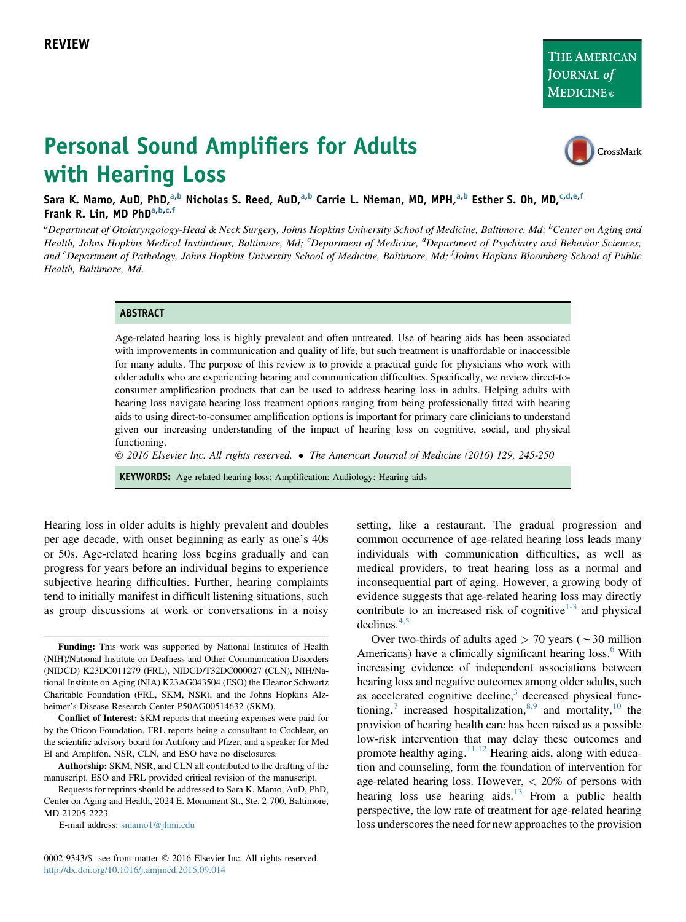REVIEW

# Personal Sound Amplifiers for Adults with Hearing Loss

Sara K. Mamo, AuD, PhD,[a,b] Nicholas S. Reed, AuD,[a,b] Carrie L. Nieman, MD, MPH,[a,b] Esther S. Oh, MD,[c,d,e,f] Frank R. Lin, MD PhD[a,b,c,f]

*[a]Department of Otolaryngology-Head & Neck Surgery, Johns Hopkins University School of Medicine, Baltimore, Md; [b]Center on Aging and Health, Johns Hopkins Medical Institutions, Baltimore, Md; [c]Department of Medicine, [d]Department of Psychiatry and Behavior Sciences, and [e]Department of Pathology, Johns Hopkins University School of Medicine, Baltimore, Md; [f]Johns Hopkins Bloomberg School of Public Health, Baltimore, Md.*

## ABSTRACT

Age-related hearing loss is highly prevalent and often untreated. Use of hearing aids has been associated with improvements in communication and quality of life, but such treatment is unaffordable or inaccessible for many adults. The purpose of this review is to provide a practical guide for physicians who work with older adults who are experiencing hearing and communication difficulties. Specifically, we review direct-to-consumer amplification products that can be used to address hearing loss in adults. Helping adults with hearing loss navigate hearing loss treatment options ranging from being professionally fitted with hearing aids to using direct-to-consumer amplification options is important for primary care clinicians to understand given our increasing understanding of the impact of hearing loss on cognitive, social, and physical functioning.

*© 2016 Elsevier Inc. All rights reserved. • The American Journal of Medicine (2016) 129, 245-250*

**KEYWORDS:** Age-related hearing loss; Amplification; Audiology; Hearing aids

Hearing loss in older adults is highly prevalent and doubles per age decade, with onset beginning as early as one's 40s or 50s. Age-related hearing loss begins gradually and can progress for years before an individual begins to experience subjective hearing difficulties. Further, hearing complaints tend to initially manifest in difficult listening situations, such as group discussions at work or conversations in a noisy setting, like a restaurant. The gradual progression and common occurrence of age-related hearing loss leads many individuals with communication difficulties, as well as medical providers, to treat hearing loss as a normal and inconsequential part of aging. However, a growing body of evidence suggests that age-related hearing loss may directly contribute to an increased risk of cognitive[1-3] and physical declines.[4,5]

Over two-thirds of adults aged > 70 years (~30 million Americans) have a clinically significant hearing loss.[6] With increasing evidence of independent associations between hearing loss and negative outcomes among older adults, such as accelerated cognitive decline,[3] decreased physical functioning,[7] increased hospitalization,[8,9] and mortality,[10] the provision of hearing health care has been raised as a possible low-risk intervention that may delay these outcomes and promote healthy aging.[11,12] Hearing aids, along with education and counseling, form the foundation of intervention for age-related hearing loss. However, < 20% of persons with hearing loss use hearing aids.[13] From a public health perspective, the low rate of treatment for age-related hearing loss underscores the need for new approaches to the provision

**Funding:** This work was supported by National Institutes of Health (NIH)/National Institute on Deafness and Other Communication Disorders (NIDCD) K23DC011279 (FRL), NIDCD/T32DC000027 (CLN), NIH/National Institute on Aging (NIA) K23AG043504 (ESO) the Eleanor Schwartz Charitable Foundation (FRL, SKM, NSR), and the Johns Hopkins Alzheimer's Disease Research Center P50AG00514632 (SKM).

**Conflict of Interest:** SKM reports that meeting expenses were paid for by the Oticon Foundation. FRL reports being a consultant to Cochlear, on the scientific advisory board for Autifony and Pfizer, and a speaker for Med El and Amplifon. NSR, CLN, and ESO have no disclosures.

**Authorship:** SKM, NSR, and CLN all contributed to the drafting of the manuscript. ESO and FRL provided critical revision of the manuscript.

Requests for reprints should be addressed to Sara K. Mamo, AuD, PhD, Center on Aging and Health, 2024 E. Monument St., Ste. 2-700, Baltimore, MD 21205-2223.

E-mail address: smamo1@jhmi.edu

0002-9343/$ -see front matter © 2016 Elsevier Inc. All rights reserved.
http://dx.doi.org/10.1016/j.amjmed.2015.09.014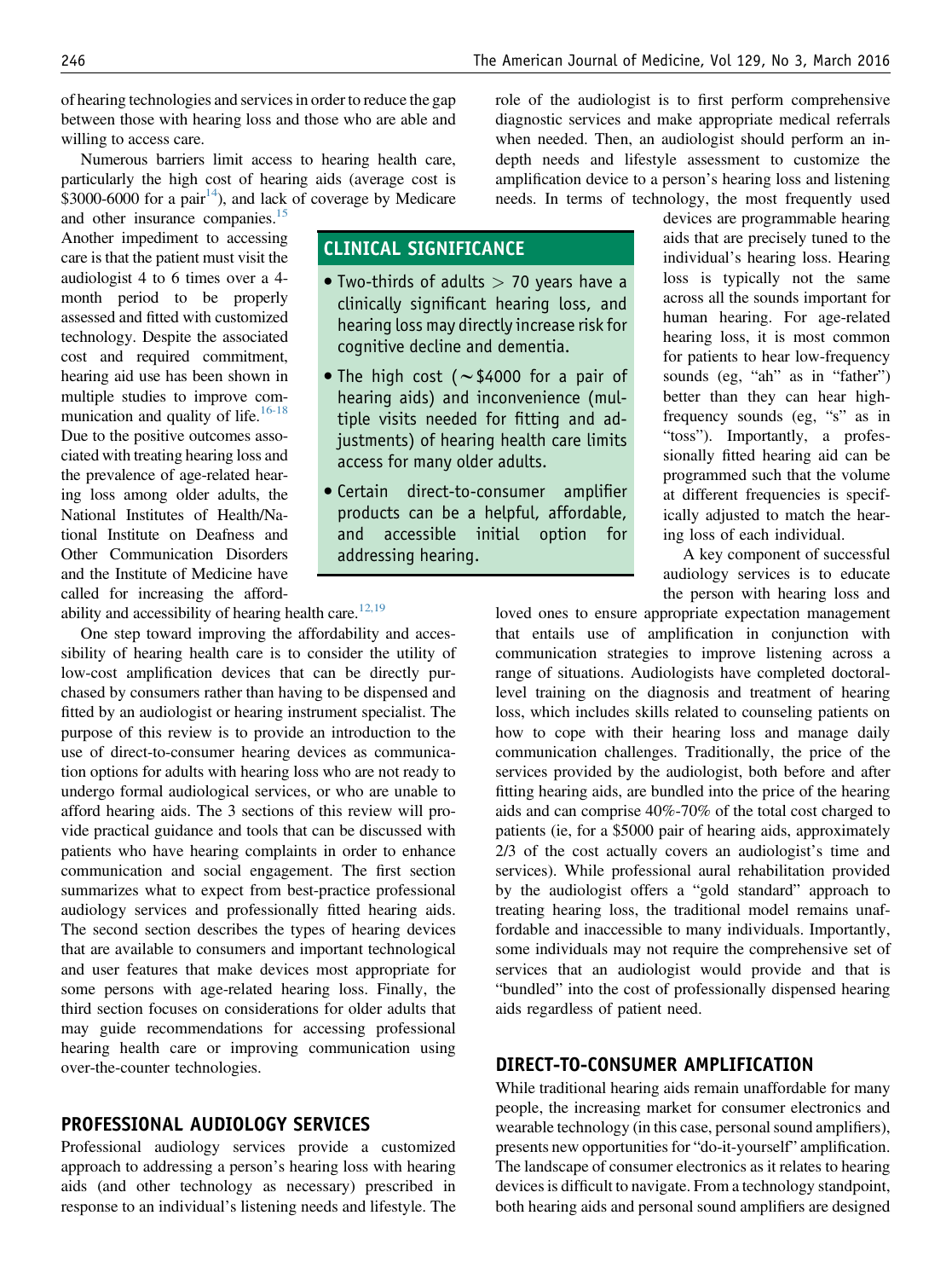of hearing technologies and services in order to reduce the gap between those with hearing loss and those who are able and willing to access care.

Numerous barriers limit access to hearing health care, particularly the high cost of hearing aids (average cost is \$3000-6000 for a pair[14]), and lack of coverage by Medicare and other insurance companies.[15] Another impediment to accessing care is that the patient must visit the audiologist 4 to 6 times over a 4-month period to be properly assessed and fitted with customized technology. Despite the associated cost and required commitment, hearing aid use has been shown in multiple studies to improve communication and quality of life.[16-18] Due to the positive outcomes associated with treating hearing loss and the prevalence of age-related hearing loss among older adults, the National Institutes of Health/National Institute on Deafness and Other Communication Disorders and the Institute of Medicine have called for increasing the affordability and accessibility of hearing health care.[12,19]

> **CLINICAL SIGNIFICANCE**
>
> - Two-thirds of adults > 70 years have a clinically significant hearing loss, and hearing loss may directly increase risk for cognitive decline and dementia.
> - The high cost (~\$4000 for a pair of hearing aids) and inconvenience (multiple visits needed for fitting and adjustments) of hearing health care limits access for many older adults.
> - Certain direct-to-consumer amplifier products can be a helpful, affordable, and accessible initial option for addressing hearing.

One step toward improving the affordability and accessibility of hearing health care is to consider the utility of low-cost amplification devices that can be directly purchased by consumers rather than having to be dispensed and fitted by an audiologist or hearing instrument specialist. The purpose of this review is to provide an introduction to the use of direct-to-consumer hearing devices as communication options for adults with hearing loss who are not ready to undergo formal audiological services, or who are unable to afford hearing aids. The 3 sections of this review will provide practical guidance and tools that can be discussed with patients who have hearing complaints in order to enhance communication and social engagement. The first section summarizes what to expect from best-practice professional audiology services and professionally fitted hearing aids. The second section describes the types of hearing devices that are available to consumers and important technological and user features that make devices most appropriate for some persons with age-related hearing loss. Finally, the third section focuses on considerations for older adults that may guide recommendations for accessing professional hearing health care or improving communication using over-the-counter technologies.

## PROFESSIONAL AUDIOLOGY SERVICES

Professional audiology services provide a customized approach to addressing a person's hearing loss with hearing aids (and other technology as necessary) prescribed in response to an individual's listening needs and lifestyle. The role of the audiologist is to first perform comprehensive diagnostic services and make appropriate medical referrals when needed. Then, an audiologist should perform an in-depth needs and lifestyle assessment to customize the amplification device to a person's hearing loss and listening needs. In terms of technology, the most frequently used devices are programmable hearing aids that are precisely tuned to the individual's hearing loss. Hearing loss is typically not the same across all the sounds important for human hearing. For age-related hearing loss, it is most common for patients to hear low-frequency sounds (eg, "ah" as in "father") better than they can hear high-frequency sounds (eg, "s" as in "toss"). Importantly, a professionally fitted hearing aid can be programmed such that the volume at different frequencies is specifically adjusted to match the hearing loss of each individual.

A key component of successful audiology services is to educate the person with hearing loss and loved ones to ensure appropriate expectation management that entails use of amplification in conjunction with communication strategies to improve listening across a range of situations. Audiologists have completed doctoral-level training on the diagnosis and treatment of hearing loss, which includes skills related to counseling patients on how to cope with their hearing loss and manage daily communication challenges. Traditionally, the price of the services provided by the audiologist, both before and after fitting hearing aids, are bundled into the price of the hearing aids and can comprise 40%-70% of the total cost charged to patients (ie, for a \$5000 pair of hearing aids, approximately 2/3 of the cost actually covers an audiologist's time and services). While professional aural rehabilitation provided by the audiologist offers a "gold standard" approach to treating hearing loss, the traditional model remains unaffordable and inaccessible to many individuals. Importantly, some individuals may not require the comprehensive set of services that an audiologist would provide and that is "bundled" into the cost of professionally dispensed hearing aids regardless of patient need.

## DIRECT-TO-CONSUMER AMPLIFICATION

While traditional hearing aids remain unaffordable for many people, the increasing market for consumer electronics and wearable technology (in this case, personal sound amplifiers), presents new opportunities for "do-it-yourself" amplification. The landscape of consumer electronics as it relates to hearing devices is difficult to navigate. From a technology standpoint, both hearing aids and personal sound amplifiers are designed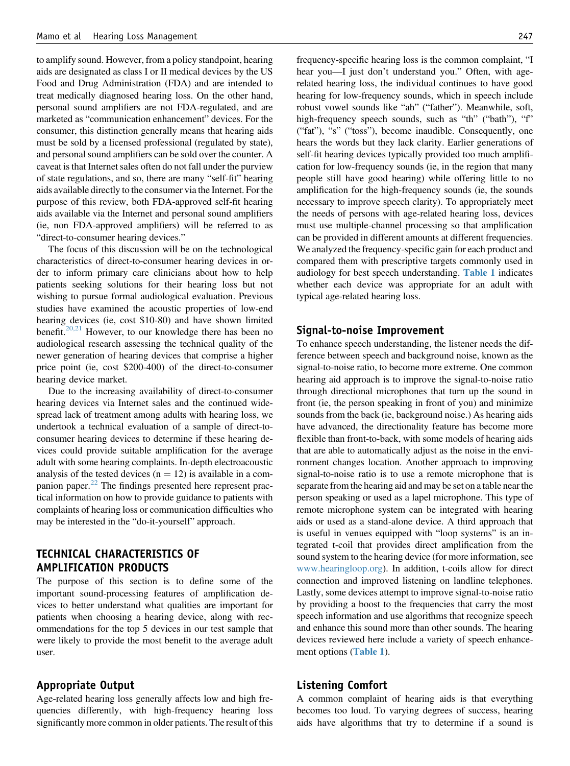to amplify sound. However, from a policy standpoint, hearing aids are designated as class I or II medical devices by the US Food and Drug Administration (FDA) and are intended to treat medically diagnosed hearing loss. On the other hand, personal sound amplifiers are not FDA-regulated, and are marketed as "communication enhancement" devices. For the consumer, this distinction generally means that hearing aids must be sold by a licensed professional (regulated by state), and personal sound amplifiers can be sold over the counter. A caveat is that Internet sales often do not fall under the purview of state regulations, and so, there are many "self-fit" hearing aids available directly to the consumer via the Internet. For the purpose of this review, both FDA-approved self-fit hearing aids available via the Internet and personal sound amplifiers (ie, non FDA-approved amplifiers) will be referred to as "direct-to-consumer hearing devices."

The focus of this discussion will be on the technological characteristics of direct-to-consumer hearing devices in order to inform primary care clinicians about how to help patients seeking solutions for their hearing loss but not wishing to pursue formal audiological evaluation. Previous studies have examined the acoustic properties of low-end hearing devices (ie, cost $10-80) and have shown limited benefit.[20,21] However, to our knowledge there has been no audiological research assessing the technical quality of the newer generation of hearing devices that comprise a higher price point (ie, cost $200-400) of the direct-to-consumer hearing device market.

Due to the increasing availability of direct-to-consumer hearing devices via Internet sales and the continued widespread lack of treatment among adults with hearing loss, we undertook a technical evaluation of a sample of direct-to-consumer hearing devices to determine if these hearing devices could provide suitable amplification for the average adult with some hearing complaints. In-depth electroacoustic analysis of the tested devices (n = 12) is available in a companion paper.[22] The findings presented here represent practical information on how to provide guidance to patients with complaints of hearing loss or communication difficulties who may be interested in the "do-it-yourself" approach.

## TECHNICAL CHARACTERISTICS OF AMPLIFICATION PRODUCTS

The purpose of this section is to define some of the important sound-processing features of amplification devices to better understand what qualities are important for patients when choosing a hearing device, along with recommendations for the top 5 devices in our test sample that were likely to provide the most benefit to the average adult user.

### Appropriate Output

Age-related hearing loss generally affects low and high frequencies differently, with high-frequency hearing loss significantly more common in older patients. The result of this frequency-specific hearing loss is the common complaint, "I hear you—I just don't understand you." Often, with age-related hearing loss, the individual continues to have good hearing for low-frequency sounds, which in speech include robust vowel sounds like "ah" ("father"). Meanwhile, soft, high-frequency speech sounds, such as "th" ("bath"), "f" ("fat"), "s" ("toss"), become inaudible. Consequently, one hears the words but they lack clarity. Earlier generations of self-fit hearing devices typically provided too much amplification for low-frequency sounds (ie, in the region that many people still have good hearing) while offering little to no amplification for the high-frequency sounds (ie, the sounds necessary to improve speech clarity). To appropriately meet the needs of persons with age-related hearing loss, devices must use multiple-channel processing so that amplification can be provided in different amounts at different frequencies. We analyzed the frequency-specific gain for each product and compared them with prescriptive targets commonly used in audiology for best speech understanding. Table 1 indicates whether each device was appropriate for an adult with typical age-related hearing loss.

### Signal-to-noise Improvement

To enhance speech understanding, the listener needs the difference between speech and background noise, known as the signal-to-noise ratio, to become more extreme. One common hearing aid approach is to improve the signal-to-noise ratio through directional microphones that turn up the sound in front (ie, the person speaking in front of you) and minimize sounds from the back (ie, background noise.) As hearing aids have advanced, the directionality feature has become more flexible than front-to-back, with some models of hearing aids that are able to automatically adjust as the noise in the environment changes location. Another approach to improving signal-to-noise ratio is to use a remote microphone that is separate from the hearing aid and may be set on a table near the person speaking or used as a lapel microphone. This type of remote microphone system can be integrated with hearing aids or used as a stand-alone device. A third approach that is useful in venues equipped with "loop systems" is an integrated t-coil that provides direct amplification from the sound system to the hearing device (for more information, see www.hearingloop.org). In addition, t-coils allow for direct connection and improved listening on landline telephones. Lastly, some devices attempt to improve signal-to-noise ratio by providing a boost to the frequencies that carry the most speech information and use algorithms that recognize speech and enhance this sound more than other sounds. The hearing devices reviewed here include a variety of speech enhancement options (Table 1).

### Listening Comfort

A common complaint of hearing aids is that everything becomes too loud. To varying degrees of success, hearing aids have algorithms that try to determine if a sound is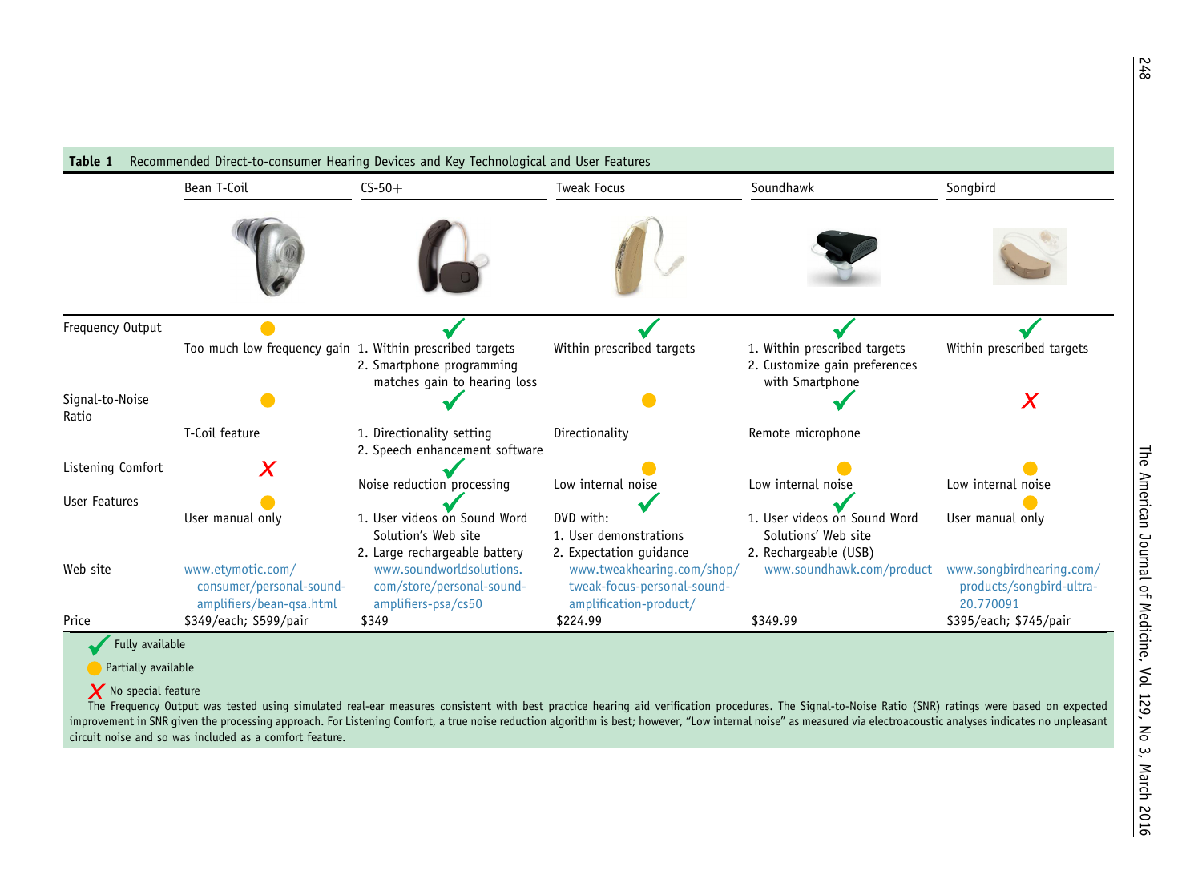**Table 1** Recommended Direct-to-consumer Hearing Devices and Key Technological and User Features

| | Bean T-Coil | CS-50+ | Tweak Focus | Soundhawk | Songbird |
|---|---|---|---|---|---|
| Frequency Output | Partially available: Too much low frequency gain | Fully available: 1. Within prescribed targets 2. Smartphone programming matches gain to hearing loss | Fully available: Within prescribed targets | Fully available: 1. Within prescribed targets 2. Customize gain preferences with Smartphone | Fully available: Within prescribed targets |
| Signal-to-Noise Ratio | Partially available: T-Coil feature | Fully available: 1. Directionality setting 2. Speech enhancement software | Partially available: Directionality | Fully available: Remote microphone | No special feature |
| Listening Comfort | No special feature | Fully available: Noise reduction processing | Partially available: Low internal noise | Partially available: Low internal noise | Partially available: Low internal noise |
| User Features | Partially available: User manual only | Fully available: 1. User videos on Sound World Solution's Web site 2. Large rechargeable battery | Fully available: DVD with: 1. User demonstrations 2. Expectation guidance | Fully available: 1. User videos on Sound Word Solutions' Web site 2. Rechargeable (USB) | Partially available: User manual only |
| Web site | www.etymotic.com/consumer/personal-sound-amplifiers/bean-qsa.html | www.soundworldsolutions.com/store/personal-sound-amplifiers-psa/cs50 | www.tweakhearing.com/shop/tweak-focus-personal-sound-amplification-product/ | www.soundhawk.com/product | www.songbirdhearing.com/products/songbird-ultra-20.770091 |
| Price | $349/each; $599/pair | $349 | $224.99 | $349.99 | $395/each; $745/pair |

✓ Fully available

● Partially available

✗ No special feature

The Frequency Output was tested using simulated real-ear measures consistent with best practice hearing aid verification procedures. The Signal-to-Noise Ratio (SNR) ratings were based on expected improvement in SNR given the processing approach. For Listening Comfort, a true noise reduction algorithm is best; however, "Low internal noise" as measured via electroacoustic analyses indicates no unpleasant circuit noise and so was included as a comfort feature.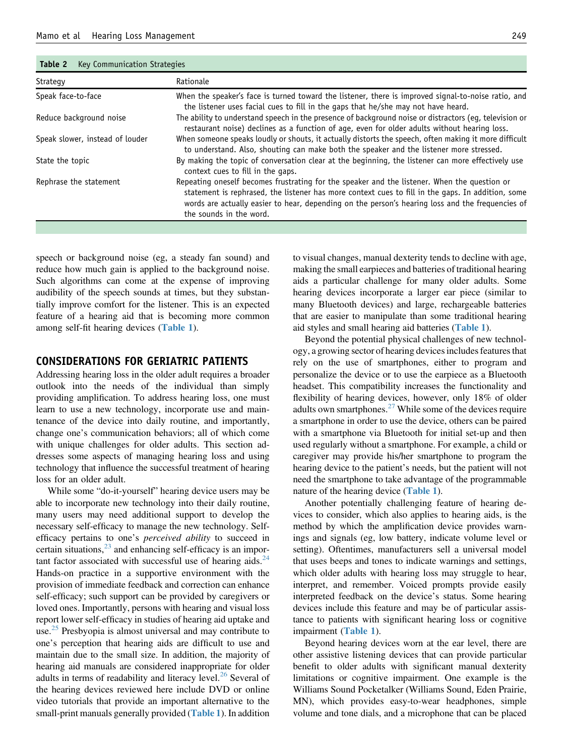Table 2 Key Communication Strategies

| Strategy | Rationale |
|---|---|
| Speak face-to-face | When the speaker's face is turned toward the listener, there is improved signal-to-noise ratio, and the listener uses facial cues to fill in the gaps that he/she may not have heard. |
| Reduce background noise | The ability to understand speech in the presence of background noise or distractors (eg, television or restaurant noise) declines as a function of age, even for older adults without hearing loss. |
| Speak slower, instead of louder | When someone speaks loudly or shouts, it actually distorts the speech, often making it more difficult to understand. Also, shouting can make both the speaker and the listener more stressed. |
| State the topic | By making the topic of conversation clear at the beginning, the listener can more effectively use context cues to fill in the gaps. |
| Rephrase the statement | Repeating oneself becomes frustrating for the speaker and the listener. When the question or statement is rephrased, the listener has more context cues to fill in the gaps. In addition, some words are actually easier to hear, depending on the person's hearing loss and the frequencies of the sounds in the word. |

speech or background noise (eg, a steady fan sound) and reduce how much gain is applied to the background noise. Such algorithms can come at the expense of improving audibility of the speech sounds at times, but they substantially improve comfort for the listener. This is an expected feature of a hearing aid that is becoming more common among self-fit hearing devices (Table 1).

## CONSIDERATIONS FOR GERIATRIC PATIENTS

Addressing hearing loss in the older adult requires a broader outlook into the needs of the individual than simply providing amplification. To address hearing loss, one must learn to use a new technology, incorporate use and maintenance of the device into daily routine, and importantly, change one's communication behaviors; all of which come with unique challenges for older adults. This section addresses some aspects of managing hearing loss and using technology that influence the successful treatment of hearing loss for an older adult.

While some "do-it-yourself" hearing device users may be able to incorporate new technology into their daily routine, many users may need additional support to develop the necessary self-efficacy to manage the new technology. Self-efficacy pertains to one's *perceived ability* to succeed in certain situations,[23] and enhancing self-efficacy is an important factor associated with successful use of hearing aids.[24] Hands-on practice in a supportive environment with the provision of immediate feedback and correction can enhance self-efficacy; such support can be provided by caregivers or loved ones. Importantly, persons with hearing and visual loss report lower self-efficacy in studies of hearing aid uptake and use.[25] Presbyopia is almost universal and may contribute to one's perception that hearing aids are difficult to use and maintain due to the small size. In addition, the majority of hearing aid manuals are considered inappropriate for older adults in terms of readability and literacy level.[26] Several of the hearing devices reviewed here include DVD or online video tutorials that provide an important alternative to the small-print manuals generally provided (Table 1). In addition to visual changes, manual dexterity tends to decline with age, making the small earpieces and batteries of traditional hearing aids a particular challenge for many older adults. Some hearing devices incorporate a larger ear piece (similar to many Bluetooth devices) and large, rechargeable batteries that are easier to manipulate than some traditional hearing aid styles and small hearing aid batteries (Table 1).

Beyond the potential physical challenges of new technology, a growing sector of hearing devices includes features that rely on the use of smartphones, either to program and personalize the device or to use the earpiece as a Bluetooth headset. This compatibility increases the functionality and flexibility of hearing devices, however, only 18% of older adults own smartphones.[27] While some of the devices require a smartphone in order to use the device, others can be paired with a smartphone via Bluetooth for initial set-up and then used regularly without a smartphone. For example, a child or caregiver may provide his/her smartphone to program the hearing device to the patient's needs, but the patient will not need the smartphone to take advantage of the programmable nature of the hearing device (Table 1).

Another potentially challenging feature of hearing devices to consider, which also applies to hearing aids, is the method by which the amplification device provides warnings and signals (eg, low battery, indicate volume level or setting). Oftentimes, manufacturers sell a universal model that uses beeps and tones to indicate warnings and settings, which older adults with hearing loss may struggle to hear, interpret, and remember. Voiced prompts provide easily interpreted feedback on the device's status. Some hearing devices include this feature and may be of particular assistance to patients with significant hearing loss or cognitive impairment (Table 1).

Beyond hearing devices worn at the ear level, there are other assistive listening devices that can provide particular benefit to older adults with significant manual dexterity limitations or cognitive impairment. One example is the Williams Sound Pocketalker (Williams Sound, Eden Prairie, MN), which provides easy-to-wear headphones, simple volume and tone dials, and a microphone that can be placed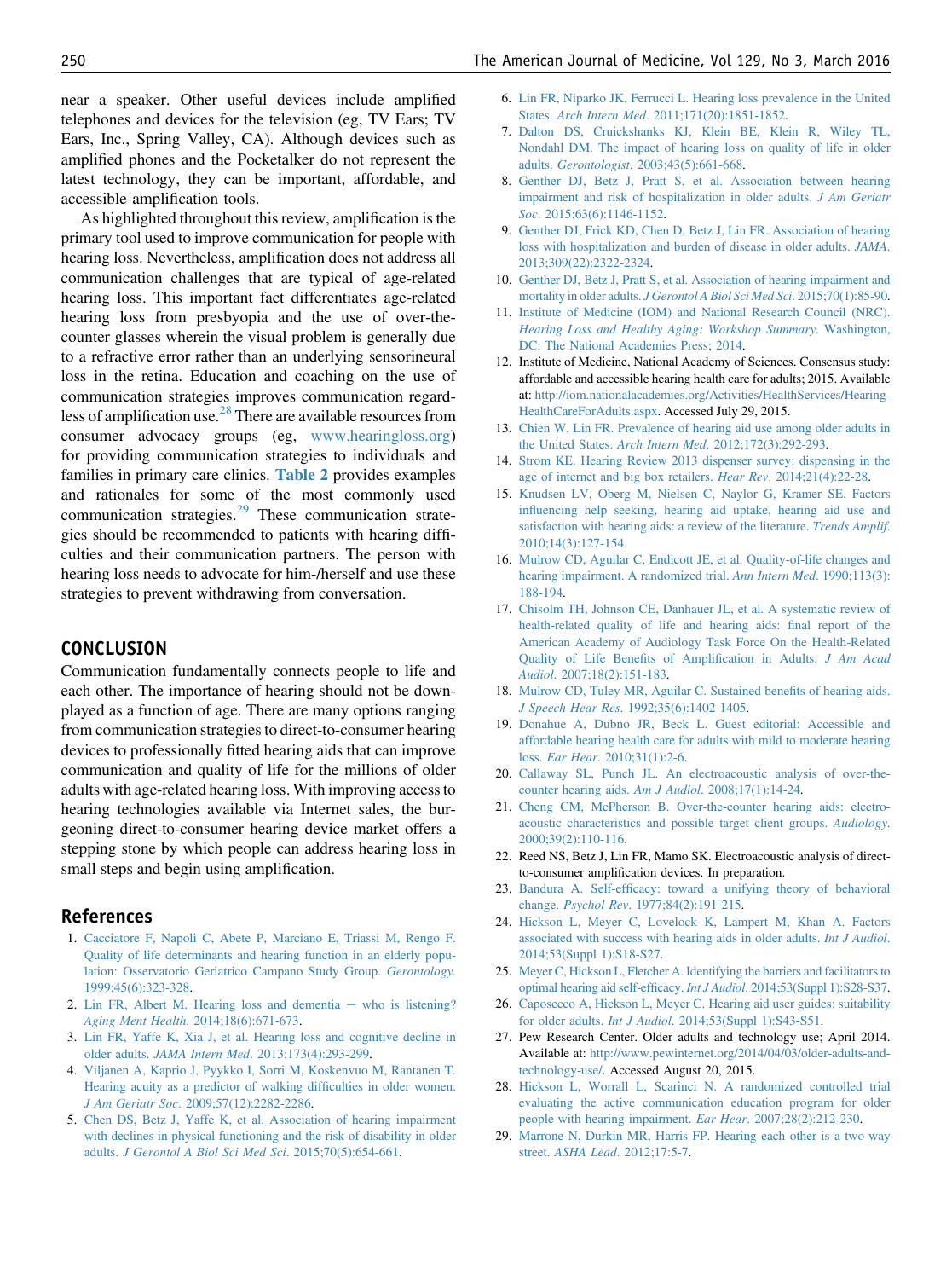near a speaker. Other useful devices include amplified telephones and devices for the television (eg, TV Ears; TV Ears, Inc., Spring Valley, CA). Although devices such as amplified phones and the Pocketalker do not represent the latest technology, they can be important, affordable, and accessible amplification tools.

As highlighted throughout this review, amplification is the primary tool used to improve communication for people with hearing loss. Nevertheless, amplification does not address all communication challenges that are typical of age-related hearing loss. This important fact differentiates age-related hearing loss from presbyopia and the use of over-the-counter glasses wherein the visual problem is generally due to a refractive error rather than an underlying sensorineural loss in the retina. Education and coaching on the use of communication strategies improves communication regardless of amplification use.[28] There are available resources from consumer advocacy groups (eg, www.hearingloss.org) for providing communication strategies to individuals and families in primary care clinics. **Table 2** provides examples and rationales for some of the most commonly used communication strategies.[29] These communication strategies should be recommended to patients with hearing difficulties and their communication partners. The person with hearing loss needs to advocate for him-/herself and use these strategies to prevent withdrawing from conversation.

## CONCLUSION

Communication fundamentally connects people to life and each other. The importance of hearing should not be downplayed as a function of age. There are many options ranging from communication strategies to direct-to-consumer hearing devices to professionally fitted hearing aids that can improve communication and quality of life for the millions of older adults with age-related hearing loss. With improving access to hearing technologies available via Internet sales, the burgeoning direct-to-consumer hearing device market offers a stepping stone by which people can address hearing loss in small steps and begin using amplification.

## References

1. Cacciatore F, Napoli C, Abete P, Marciano E, Triassi M, Rengo F. Quality of life determinants and hearing function in an elderly population: Osservatorio Geriatrico Campano Study Group. *Gerontology.* 1999;45(6):323-328.
2. Lin FR, Albert M. Hearing loss and dementia – who is listening? *Aging Ment Health.* 2014;18(6):671-673.
3. Lin FR, Yaffe K, Xia J, et al. Hearing loss and cognitive decline in older adults. *JAMA Intern Med.* 2013;173(4):293-299.
4. Viljanen A, Kaprio J, Pyykko I, Sorri M, Koskenvuo M, Rantanen T. Hearing acuity as a predictor of walking difficulties in older women. *J Am Geriatr Soc.* 2009;57(12):2282-2286.
5. Chen DS, Betz J, Yaffe K, et al. Association of hearing impairment with declines in physical functioning and the risk of disability in older adults. *J Gerontol A Biol Sci Med Sci.* 2015;70(5):654-661.
6. Lin FR, Niparko JK, Ferrucci L. Hearing loss prevalence in the United States. *Arch Intern Med.* 2011;171(20):1851-1852.
7. Dalton DS, Cruickshanks KJ, Klein BE, Klein R, Wiley TL, Nondahl DM. The impact of hearing loss on quality of life in older adults. *Gerontologist.* 2003;43(5):661-668.
8. Genther DJ, Betz J, Pratt S, et al. Association between hearing impairment and risk of hospitalization in older adults. *J Am Geriatr Soc.* 2015;63(6):1146-1152.
9. Genther DJ, Frick KD, Chen D, Betz J, Lin FR. Association of hearing loss with hospitalization and burden of disease in older adults. *JAMA.* 2013;309(22):2322-2324.
10. Genther DJ, Betz J, Pratt S, et al. Association of hearing impairment and mortality in older adults. *J Gerontol A Biol Sci Med Sci.* 2015;70(1):85-90.
11. Institute of Medicine (IOM) and National Research Council (NRC). *Hearing Loss and Healthy Aging: Workshop Summary.* Washington, DC: The National Academies Press; 2014.
12. Institute of Medicine, National Academy of Sciences. Consensus study: affordable and accessible hearing health care for adults; 2015. Available at: http://iom.nationalacademies.org/Activities/HealthServices/Hearing-HealthCareForAdults.aspx. Accessed July 29, 2015.
13. Chien W, Lin FR. Prevalence of hearing aid use among older adults in the United States. *Arch Intern Med.* 2012;172(3):292-293.
14. Strom KE. Hearing Review 2013 dispenser survey: dispensing in the age of internet and big box retailers. *Hear Rev.* 2014;21(4):22-28.
15. Knudsen LV, Oberg M, Nielsen C, Naylor G, Kramer SE. Factors influencing help seeking, hearing aid uptake, hearing aid use and satisfaction with hearing aids: a review of the literature. *Trends Amplif.* 2010;14(3):127-154.
16. Mulrow CD, Aguilar C, Endicott JE, et al. Quality-of-life changes and hearing impairment. A randomized trial. *Ann Intern Med.* 1990;113(3):188-194.
17. Chisolm TH, Johnson CE, Danhauer JL, et al. A systematic review of health-related quality of life and hearing aids: final report of the American Academy of Audiology Task Force On the Health-Related Quality of Life Benefits of Amplification in Adults. *J Am Acad Audiol.* 2007;18(2):151-183.
18. Mulrow CD, Tuley MR, Aguilar C. Sustained benefits of hearing aids. *J Speech Hear Res.* 1992;35(6):1402-1405.
19. Donahue A, Dubno JR, Beck L. Guest editorial: Accessible and affordable hearing health care for adults with mild to moderate hearing loss. *Ear Hear.* 2010;31(1):2-6.
20. Callaway SL, Punch JL. An electroacoustic analysis of over-the-counter hearing aids. *Am J Audiol.* 2008;17(1):14-24.
21. Cheng CM, McPherson B. Over-the-counter hearing aids: electroacoustic characteristics and possible target client groups. *Audiology.* 2000;39(2):110-116.
22. Reed NS, Betz J, Lin FR, Mamo SK. Electroacoustic analysis of direct-to-consumer amplification devices. In preparation.
23. Bandura A. Self-efficacy: toward a unifying theory of behavioral change. *Psychol Rev.* 1977;84(2):191-215.
24. Hickson L, Meyer C, Lovelock K, Lampert M, Khan A. Factors associated with success with hearing aids in older adults. *Int J Audiol.* 2014;53(Suppl 1):S18-S27.
25. Meyer C, Hickson L, Fletcher A. Identifying the barriers and facilitators to optimal hearing aid self-efficacy. *Int J Audiol.* 2014;53(Suppl 1):S28-S37.
26. Caposecco A, Hickson L, Meyer C. Hearing aid user guides: suitability for older adults. *Int J Audiol.* 2014;53(Suppl 1):S43-S51.
27. Pew Research Center. Older adults and technology use; April 2014. Available at: http://www.pewinternet.org/2014/04/03/older-adults-and-technology-use/. Accessed August 20, 2015.
28. Hickson L, Worrall L, Scarinci N. A randomized controlled trial evaluating the active communication education program for older people with hearing impairment. *Ear Hear.* 2007;28(2):212-230.
29. Marrone N, Durkin MR, Harris FP. Hearing each other is a two-way street. *ASHA Lead.* 2012;17:5-7.